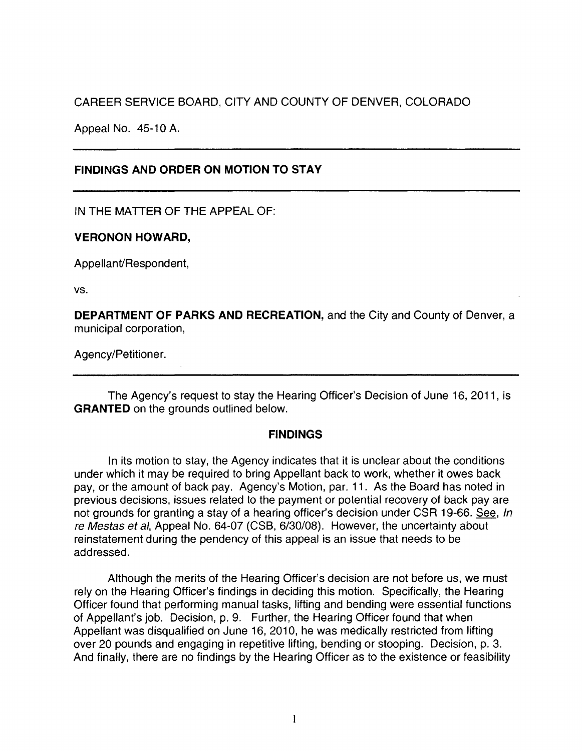CAREER SERVICE BOARD, CITY AND COUNTY OF DENVER, COLORADO

Appeal No. 45-10 A.

---

**FINDINGS AND ORDER ON MOTION TO STAY**

---

IN THE MATTER OF THE APPEAL OF:

**VERONON HOWARD,**

Appellant/Respondent,

vs.

**DEPARTMENT OF PARKS AND RECREATION,** and the City and County of Denver, a municipal corporation,

Agency/Petitioner.

---

The Agency's request to stay the Hearing Officer's Decision of June 16, 2011, is **GRANTED** on the grounds outlined below.

## FINDINGS

In its motion to stay, the Agency indicates that it is unclear about the conditions under which it may be required to bring Appellant back to work, whether it owes back pay, or the amount of back pay. Agency's Motion, par. 11. As the Board has noted in previous decisions, issues related to the payment or potential recovery of back pay are not grounds for granting a stay of a hearing officer's decision under CSR 19-66. See, *In re Mestas et al*, Appeal No. 64-07 (CSB, 6/30/08). However, the uncertainty about reinstatement during the pendency of this appeal is an issue that needs to be addressed.

Although the merits of the Hearing Officer's decision are not before us, we must rely on the Hearing Officer's findings in deciding this motion. Specifically, the Hearing Officer found that performing manual tasks, lifting and bending were essential functions of Appellant's job. Decision, p. 9. Further, the Hearing Officer found that when Appellant was disqualified on June 16, 2010, he was medically restricted from lifting over 20 pounds and engaging in repetitive lifting, bending or stooping. Decision, p. 3. And finally, there are no findings by the Hearing Officer as to the existence or feasibility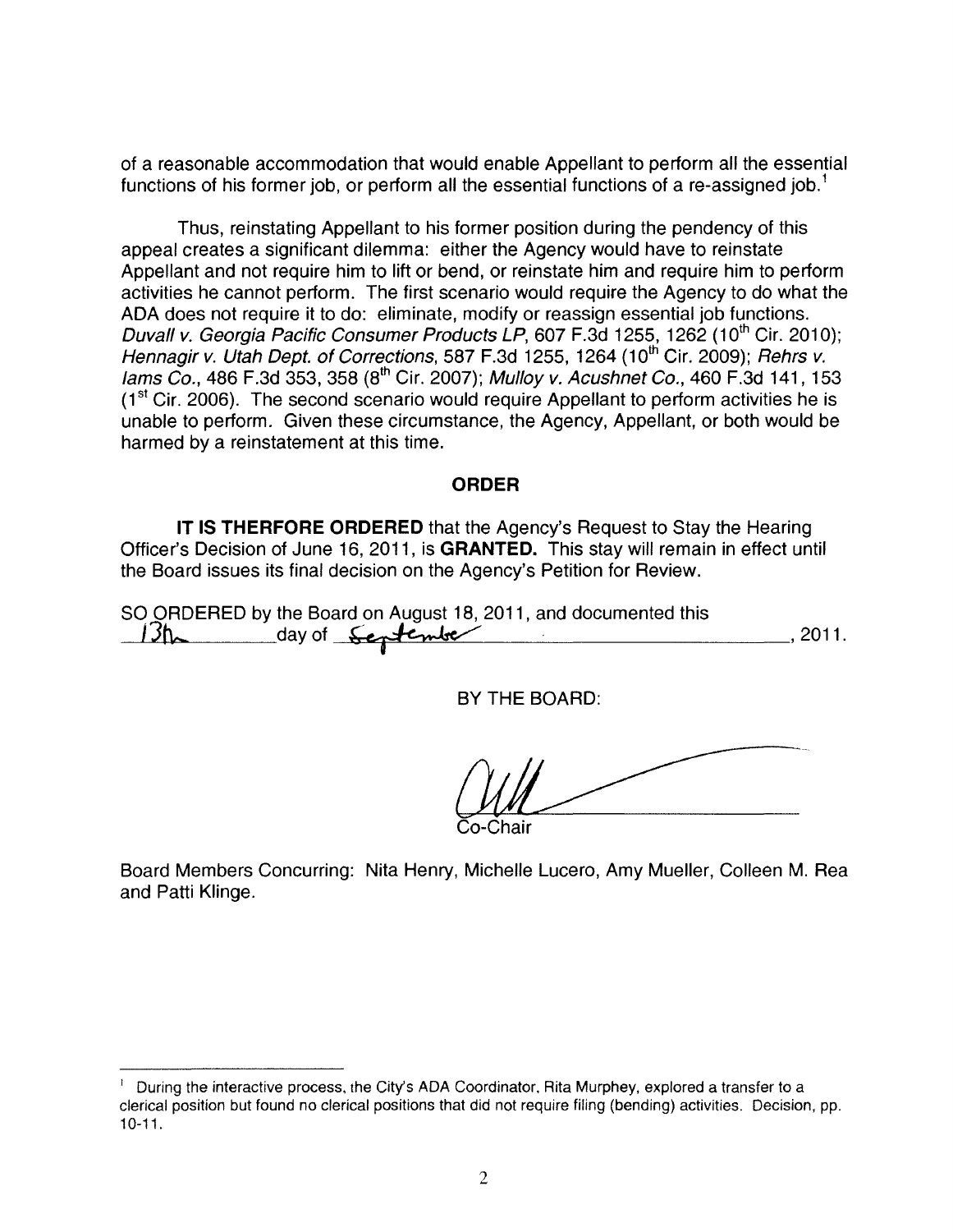of a reasonable accommodation that would enable Appellant to perform all the essential functions of his former job, or perform all the essential functions of a re-assigned job.[1]

Thus, reinstating Appellant to his former position during the pendency of this appeal creates a significant dilemma: either the Agency would have to reinstate Appellant and not require him to lift or bend, or reinstate him and require him to perform activities he cannot perform. The first scenario would require the Agency to do what the ADA does not require it to do: eliminate, modify or reassign essential job functions. *Duvall v. Georgia Pacific Consumer Products LP*, 607 F.3d 1255, 1262 (10th Cir. 2010); *Hennagir v. Utah Dept. of Corrections*, 587 F.3d 1255, 1264 (10th Cir. 2009); *Rehrs v. Iams Co.*, 486 F.3d 353, 358 (8th Cir. 2007); *Mulloy v. Acushnet Co.*, 460 F.3d 141, 153 (1st Cir. 2006). The second scenario would require Appellant to perform activities he is unable to perform. Given these circumstance, the Agency, Appellant, or both would be harmed by a reinstatement at this time.

## ORDER

**IT IS THERFORE ORDERED** that the Agency's Request to Stay the Hearing Officer's Decision of June 16, 2011, is **GRANTED.** This stay will remain in effect until the Board issues its final decision on the Agency's Petition for Review.

SO ORDERED by the Board on August 18, 2011, and documented this 13th day of September, 2011.

BY THE BOARD:

Co-Chair

Board Members Concurring: Nita Henry, Michelle Lucero, Amy Mueller, Colleen M. Rea and Patti Klinge.

[1] During the interactive process, the City's ADA Coordinator, Rita Murphey, explored a transfer to a clerical position but found no clerical positions that did not require filing (bending) activities. Decision, pp. 10-11.